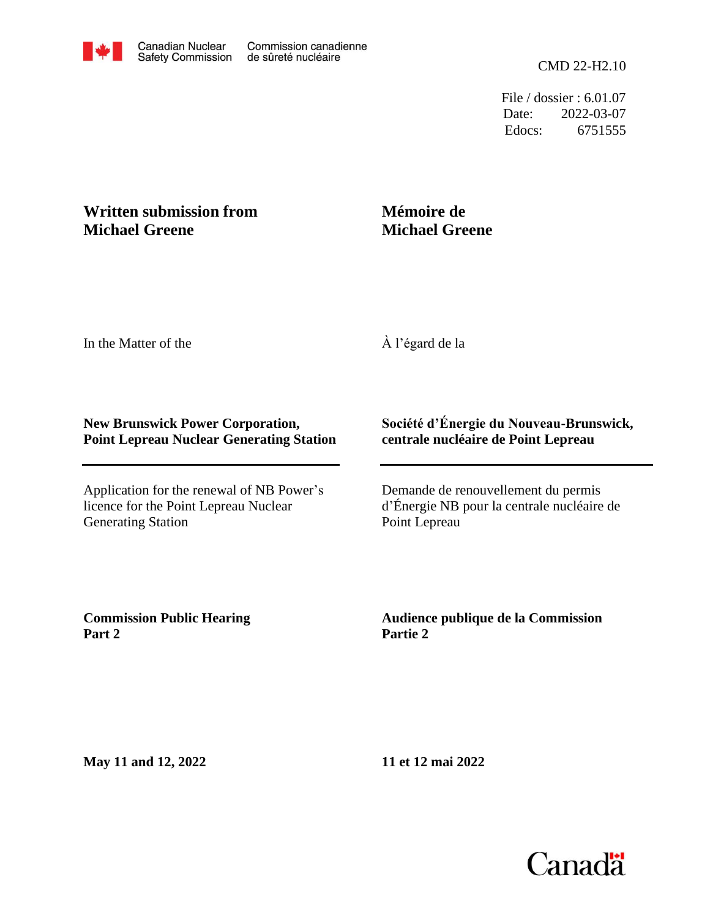Canadian Nuclear Safety Commission | Commission canadienne de sûreté nucléaire

CMD 22-H2.10

File / dossier : 6.01.07
Date: 2022-03-07
Edocs: 6751555

## Written submission from Michael Greene

## Mémoire de Michael Greene

In the Matter of the

À l’égard de la

**New Brunswick Power Corporation, Point Lepreau Nuclear Generating Station**

**Société d’Énergie du Nouveau-Brunswick, centrale nucléaire de Point Lepreau**

---

Application for the renewal of NB Power’s licence for the Point Lepreau Nuclear Generating Station

Demande de renouvellement du permis d’Énergie NB pour la centrale nucléaire de Point Lepreau

**Commission Public Hearing Part 2**

**Audience publique de la Commission Partie 2**

**May 11 and 12, 2022**

**11 et 12 mai 2022**

Canada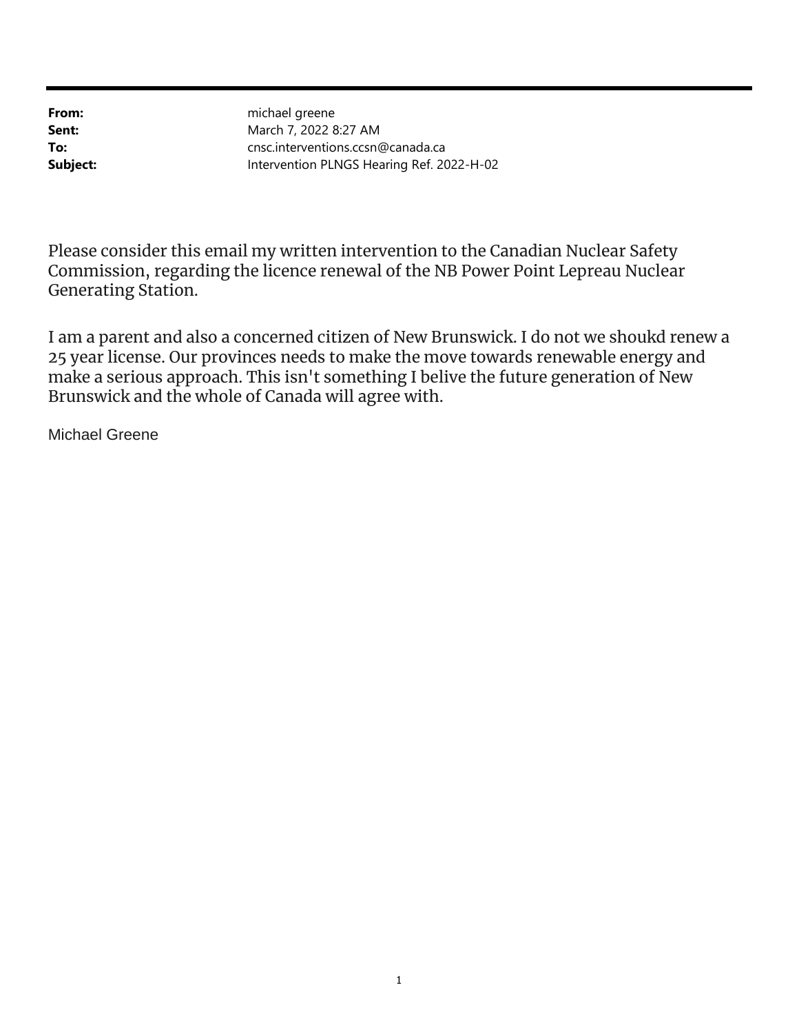**From:** michael greene
**Sent:** March 7, 2022 8:27 AM
**To:** cnsc.interventions.ccsn@canada.ca
**Subject:** Intervention PLNGS Hearing Ref. 2022-H-02

Please consider this email my written intervention to the Canadian Nuclear Safety Commission, regarding the licence renewal of the NB Power Point Lepreau Nuclear Generating Station.

I am a parent and also a concerned citizen of New Brunswick. I do not we shoukd renew a 25 year license. Our provinces needs to make the move towards renewable energy and make a serious approach. This isn't something I belive the future generation of New Brunswick and the whole of Canada will agree with.

Michael Greene